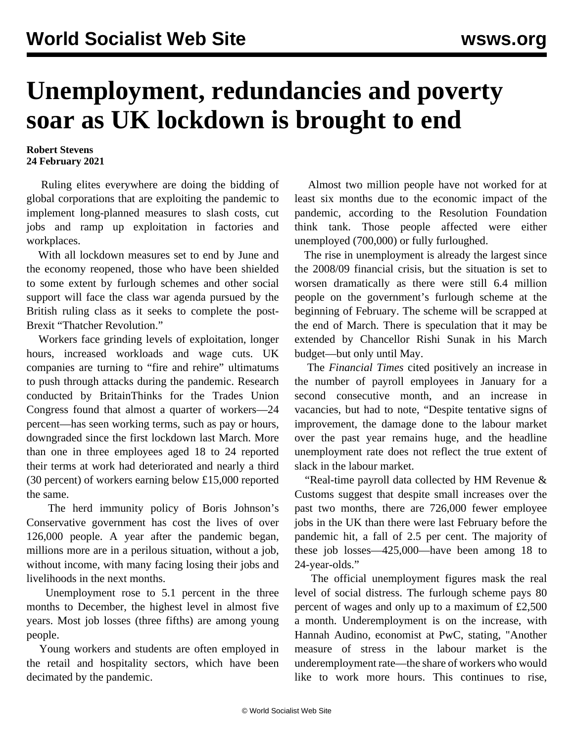# Unemployment, redundancies and poverty soar as UK lockdown is brought to end

**Robert Stevens**
**24 February 2021**

Ruling elites everywhere are doing the bidding of global corporations that are exploiting the pandemic to implement long-planned measures to slash costs, cut jobs and ramp up exploitation in factories and workplaces.

With all lockdown measures set to end by June and the economy reopened, those who have been shielded to some extent by furlough schemes and other social support will face the class war agenda pursued by the British ruling class as it seeks to complete the post-Brexit "Thatcher Revolution."

Workers face grinding levels of exploitation, longer hours, increased workloads and wage cuts. UK companies are turning to "fire and rehire" ultimatums to push through attacks during the pandemic. Research conducted by BritainThinks for the Trades Union Congress found that almost a quarter of workers—24 percent—has seen working terms, such as pay or hours, downgraded since the first lockdown last March. More than one in three employees aged 18 to 24 reported their terms at work had deteriorated and nearly a third (30 percent) of workers earning below £15,000 reported the same.

The herd immunity policy of Boris Johnson's Conservative government has cost the lives of over 126,000 people. A year after the pandemic began, millions more are in a perilous situation, without a job, without income, with many facing losing their jobs and livelihoods in the next months.

Unemployment rose to 5.1 percent in the three months to December, the highest level in almost five years. Most job losses (three fifths) are among young people.

Young workers and students are often employed in the retail and hospitality sectors, which have been decimated by the pandemic.

Almost two million people have not worked for at least six months due to the economic impact of the pandemic, according to the Resolution Foundation think tank. Those people affected were either unemployed (700,000) or fully furloughed.

The rise in unemployment is already the largest since the 2008/09 financial crisis, but the situation is set to worsen dramatically as there were still 6.4 million people on the government's furlough scheme at the beginning of February. The scheme will be scrapped at the end of March. There is speculation that it may be extended by Chancellor Rishi Sunak in his March budget—but only until May.

The *Financial Times* cited positively an increase in the number of payroll employees in January for a second consecutive month, and an increase in vacancies, but had to note, "Despite tentative signs of improvement, the damage done to the labour market over the past year remains huge, and the headline unemployment rate does not reflect the true extent of slack in the labour market.

"Real-time payroll data collected by HM Revenue & Customs suggest that despite small increases over the past two months, there are 726,000 fewer employee jobs in the UK than there were last February before the pandemic hit, a fall of 2.5 per cent. The majority of these job losses—425,000—have been among 18 to 24-year-olds."

The official unemployment figures mask the real level of social distress. The furlough scheme pays 80 percent of wages and only up to a maximum of £2,500 a month. Underemployment is on the increase, with Hannah Audino, economist at PwC, stating, "Another measure of stress in the labour market is the underemployment rate—the share of workers who would like to work more hours. This continues to rise,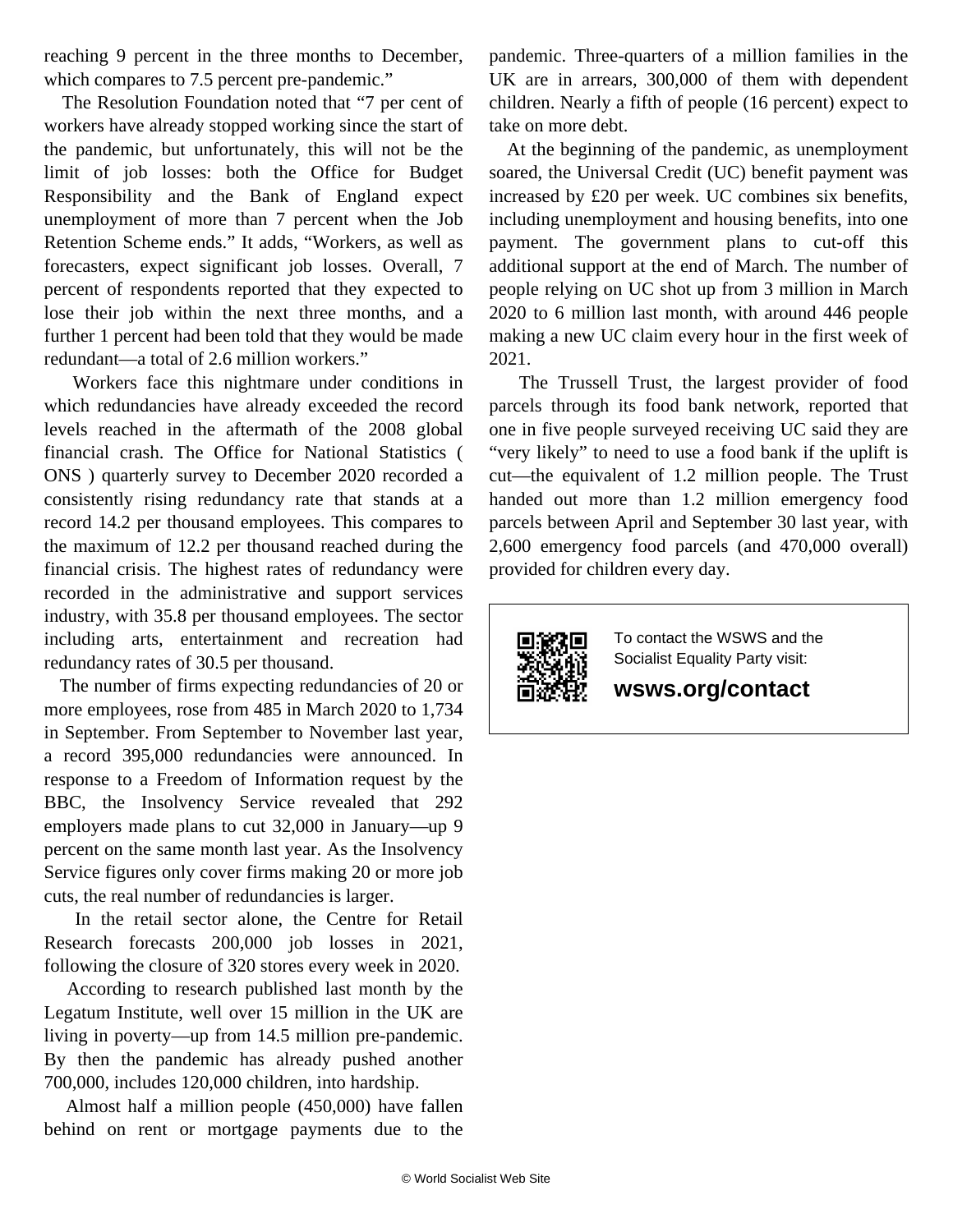reaching 9 percent in the three months to December, which compares to 7.5 percent pre-pandemic."

The Resolution Foundation noted that "7 per cent of workers have already stopped working since the start of the pandemic, but unfortunately, this will not be the limit of job losses: both the Office for Budget Responsibility and the Bank of England expect unemployment of more than 7 percent when the Job Retention Scheme ends." It adds, "Workers, as well as forecasters, expect significant job losses. Overall, 7 percent of respondents reported that they expected to lose their job within the next three months, and a further 1 percent had been told that they would be made redundant—a total of 2.6 million workers."

Workers face this nightmare under conditions in which redundancies have already exceeded the record levels reached in the aftermath of the 2008 global financial crash. The Office for National Statistics ( ONS ) quarterly survey to December 2020 recorded a consistently rising redundancy rate that stands at a record 14.2 per thousand employees. This compares to the maximum of 12.2 per thousand reached during the financial crisis. The highest rates of redundancy were recorded in the administrative and support services industry, with 35.8 per thousand employees. The sector including arts, entertainment and recreation had redundancy rates of 30.5 per thousand.

The number of firms expecting redundancies of 20 or more employees, rose from 485 in March 2020 to 1,734 in September. From September to November last year, a record 395,000 redundancies were announced. In response to a Freedom of Information request by the BBC, the Insolvency Service revealed that 292 employers made plans to cut 32,000 in January—up 9 percent on the same month last year. As the Insolvency Service figures only cover firms making 20 or more job cuts, the real number of redundancies is larger.

In the retail sector alone, the Centre for Retail Research forecasts 200,000 job losses in 2021, following the closure of 320 stores every week in 2020.

According to research published last month by the Legatum Institute, well over 15 million in the UK are living in poverty—up from 14.5 million pre-pandemic. By then the pandemic has already pushed another 700,000, includes 120,000 children, into hardship.

Almost half a million people (450,000) have fallen behind on rent or mortgage payments due to the pandemic. Three-quarters of a million families in the UK are in arrears, 300,000 of them with dependent children. Nearly a fifth of people (16 percent) expect to take on more debt.

At the beginning of the pandemic, as unemployment soared, the Universal Credit (UC) benefit payment was increased by £20 per week. UC combines six benefits, including unemployment and housing benefits, into one payment. The government plans to cut-off this additional support at the end of March. The number of people relying on UC shot up from 3 million in March 2020 to 6 million last month, with around 446 people making a new UC claim every hour in the first week of 2021.

The Trussell Trust, the largest provider of food parcels through its food bank network, reported that one in five people surveyed receiving UC said they are "very likely" to need to use a food bank if the uplift is cut—the equivalent of 1.2 million people. The Trust handed out more than 1.2 million emergency food parcels between April and September 30 last year, with 2,600 emergency food parcels (and 470,000 overall) provided for children every day.

To contact the WSWS and the Socialist Equality Party visit:

**wsws.org/contact**